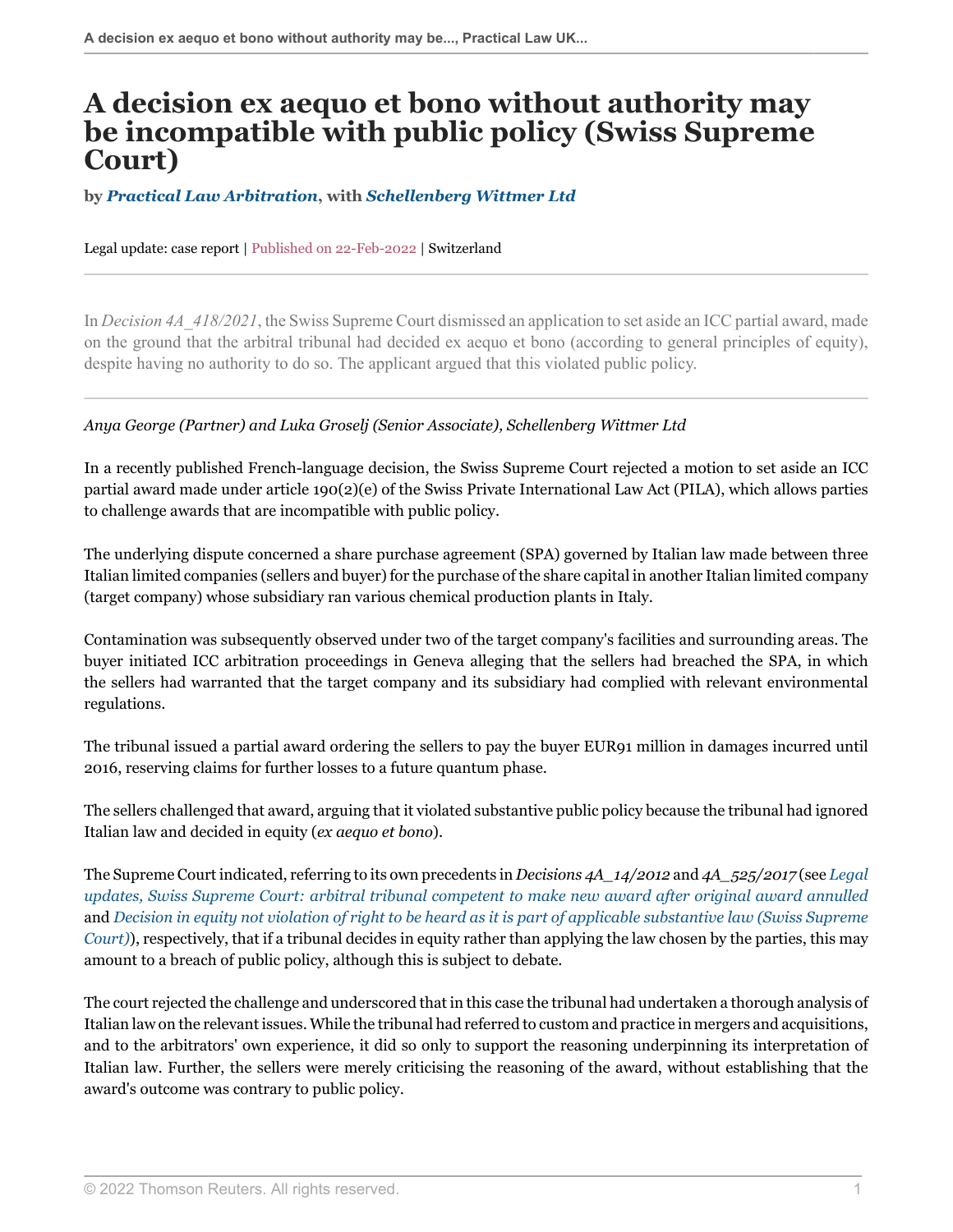# A decision ex aequo et bono without authority may be incompatible with public policy (Swiss Supreme Court)

**by *Practical Law Arbitration*, with *Schellenberg Wittmer Ltd***

Legal update: case report | Published on 22-Feb-2022 | Switzerland

In *Decision 4A_418/2021*, the Swiss Supreme Court dismissed an application to set aside an ICC partial award, made on the ground that the arbitral tribunal had decided ex aequo et bono (according to general principles of equity), despite having no authority to do so. The applicant argued that this violated public policy.

*Anya George (Partner) and Luka Groselj (Senior Associate), Schellenberg Wittmer Ltd*

In a recently published French-language decision, the Swiss Supreme Court rejected a motion to set aside an ICC partial award made under article 190(2)(e) of the Swiss Private International Law Act (PILA), which allows parties to challenge awards that are incompatible with public policy.

The underlying dispute concerned a share purchase agreement (SPA) governed by Italian law made between three Italian limited companies (sellers and buyer) for the purchase of the share capital in another Italian limited company (target company) whose subsidiary ran various chemical production plants in Italy.

Contamination was subsequently observed under two of the target company's facilities and surrounding areas. The buyer initiated ICC arbitration proceedings in Geneva alleging that the sellers had breached the SPA, in which the sellers had warranted that the target company and its subsidiary had complied with relevant environmental regulations.

The tribunal issued a partial award ordering the sellers to pay the buyer EUR91 million in damages incurred until 2016, reserving claims for further losses to a future quantum phase.

The sellers challenged that award, arguing that it violated substantive public policy because the tribunal had ignored Italian law and decided in equity (*ex aequo et bono*).

The Supreme Court indicated, referring to its own precedents in *Decisions 4A_14/2012* and *4A_525/2017* (see *Legal updates, Swiss Supreme Court: arbitral tribunal competent to make new award after original award annulled* and *Decision in equity not violation of right to be heard as it is part of applicable substantive law (Swiss Supreme Court)*), respectively, that if a tribunal decides in equity rather than applying the law chosen by the parties, this may amount to a breach of public policy, although this is subject to debate.

The court rejected the challenge and underscored that in this case the tribunal had undertaken a thorough analysis of Italian law on the relevant issues. While the tribunal had referred to custom and practice in mergers and acquisitions, and to the arbitrators' own experience, it did so only to support the reasoning underpinning its interpretation of Italian law. Further, the sellers were merely criticising the reasoning of the award, without establishing that the award's outcome was contrary to public policy.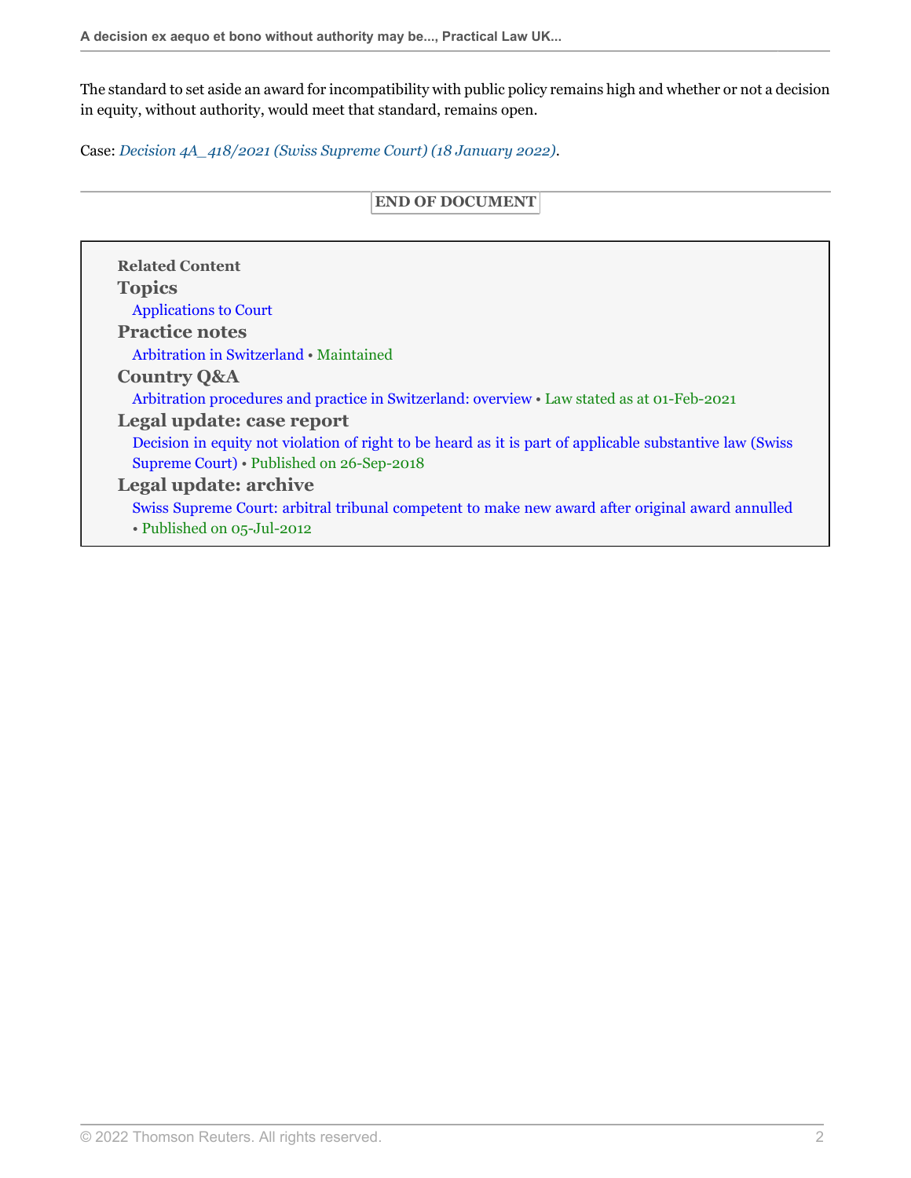The standard to set aside an award for incompatibility with public policy remains high and whether or not a decision in equity, without authority, would meet that standard, remains open.

Case: *Decision 4A_418/2021 (Swiss Supreme Court) (18 January 2022)*.

**END OF DOCUMENT**

**Related Content**

### Topics

Applications to Court

### Practice notes

Arbitration in Switzerland • Maintained

### Country Q&A

Arbitration procedures and practice in Switzerland: overview • Law stated as at 01-Feb-2021

### Legal update: case report

Decision in equity not violation of right to be heard as it is part of applicable substantive law (Swiss Supreme Court) • Published on 26-Sep-2018

### Legal update: archive

Swiss Supreme Court: arbitral tribunal competent to make new award after original award annulled • Published on 05-Jul-2012